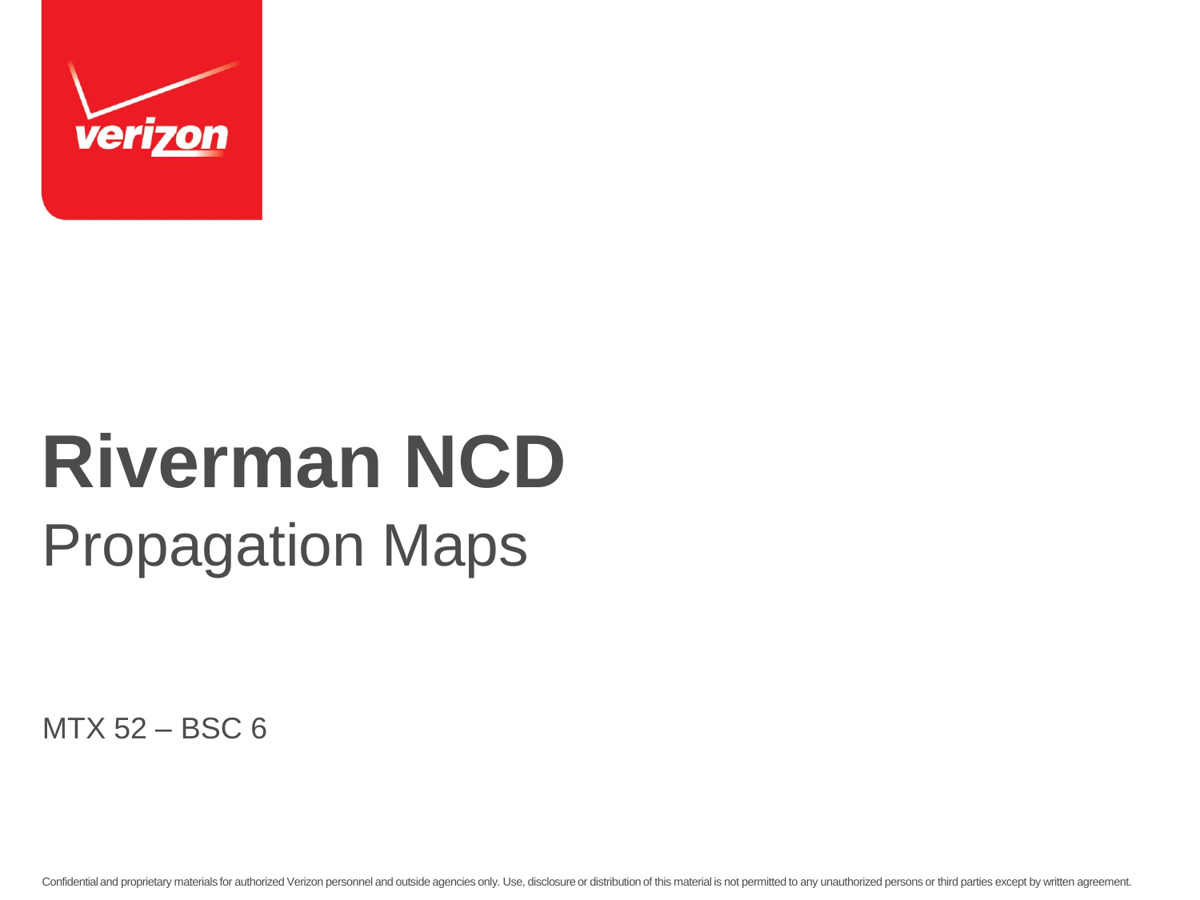# Riverman NCD

## Propagation Maps

MTX 52 – BSC 6

Confidential and proprietary materials for authorized Verizon personnel and outside agencies only. Use, disclosure or distribution of this material is not permitted to any unauthorized persons or third parties except by written agreement.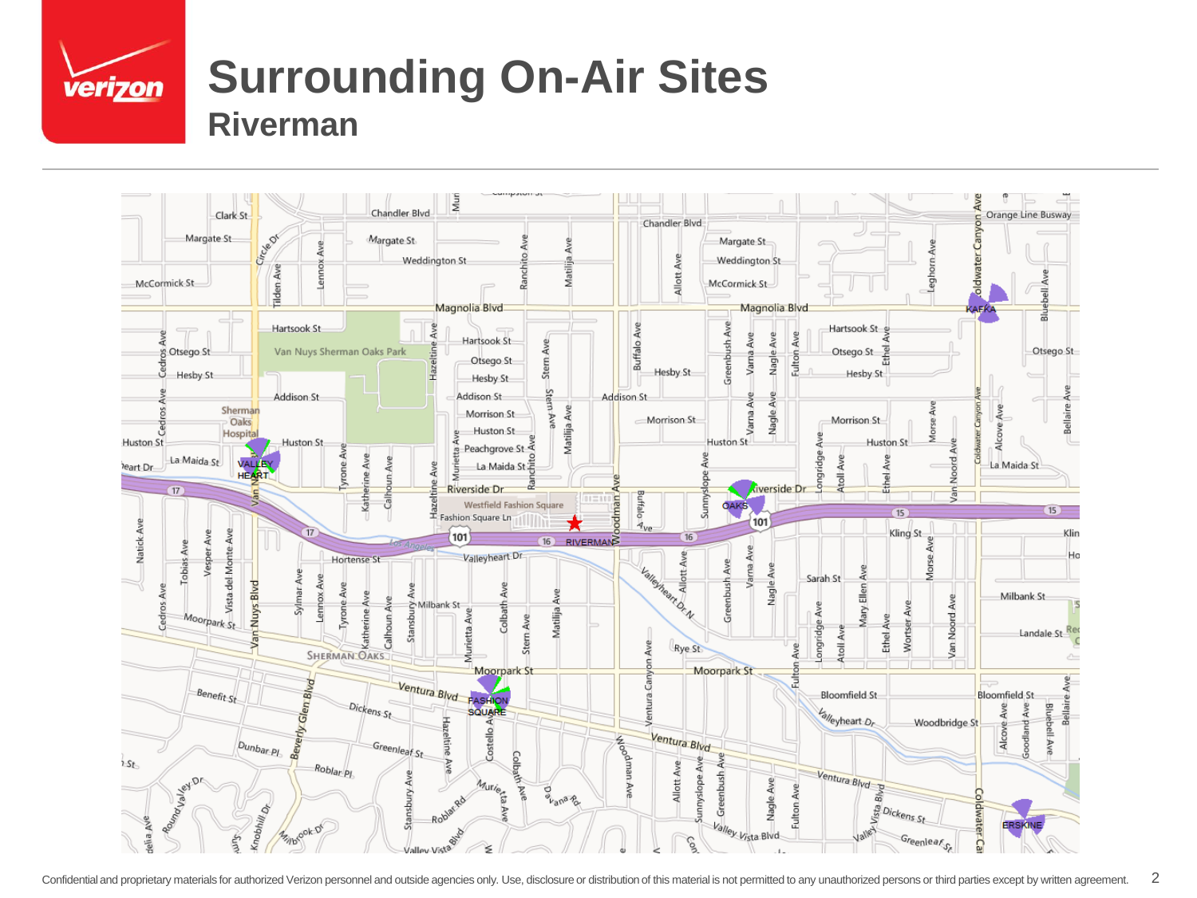# Surrounding On-Air Sites

## Riverman

Confidential and proprietary materials for authorized Verizon personnel and outside agencies only. Use, disclosure or distribution of this material is not permitted to any unauthorized persons or third parties except by written agreement.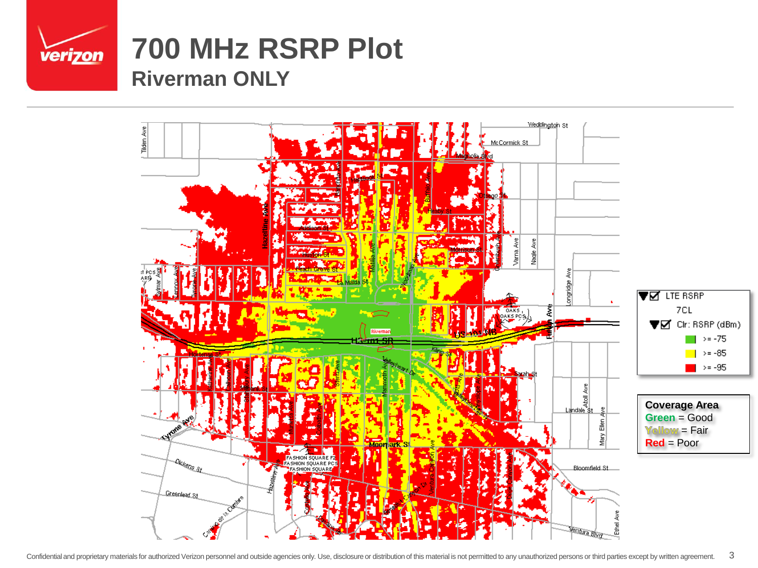# 700 MHz RSRP Plot

## Riverman ONLY

LTE RSRP
7CL
Clr: RSRP (dBm)
- >= -75
- >= -85
- >= -95

**Coverage Area**
**Green** = Good
**Yellow** = Fair
**Red** = Poor

Confidential and proprietary materials for authorized Verizon personnel and outside agencies only. Use, disclosure or distribution of this material is not permitted to any unauthorized persons or third parties except by written agreement.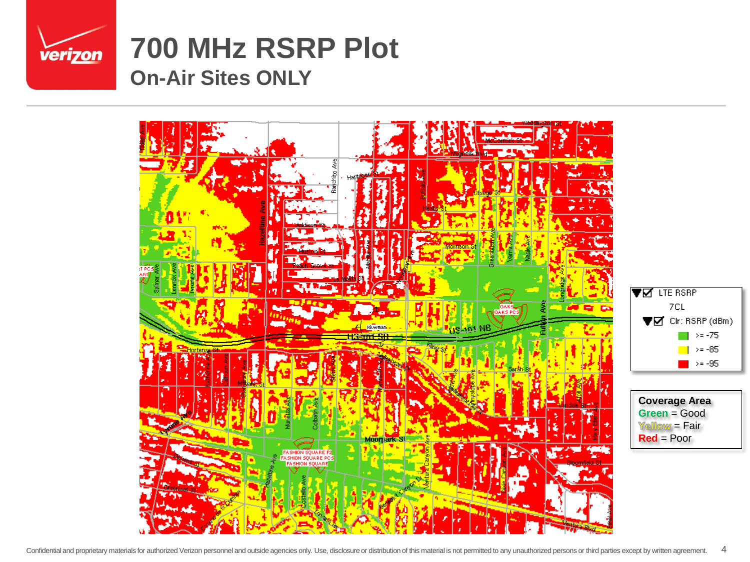# 700 MHz RSRP Plot

## On-Air Sites ONLY

**LTE RSRP**

7CL

Clr: RSRP (dBm)

- >= -75
- >= -85
- >= -95

**Coverage Area**

**Green** = Good
**Yellow** = Fair
**Red** = Poor

Confidential and proprietary materials for authorized Verizon personnel and outside agencies only. Use, disclosure or distribution of this material is not permitted to any unauthorized persons or third parties except by written agreement.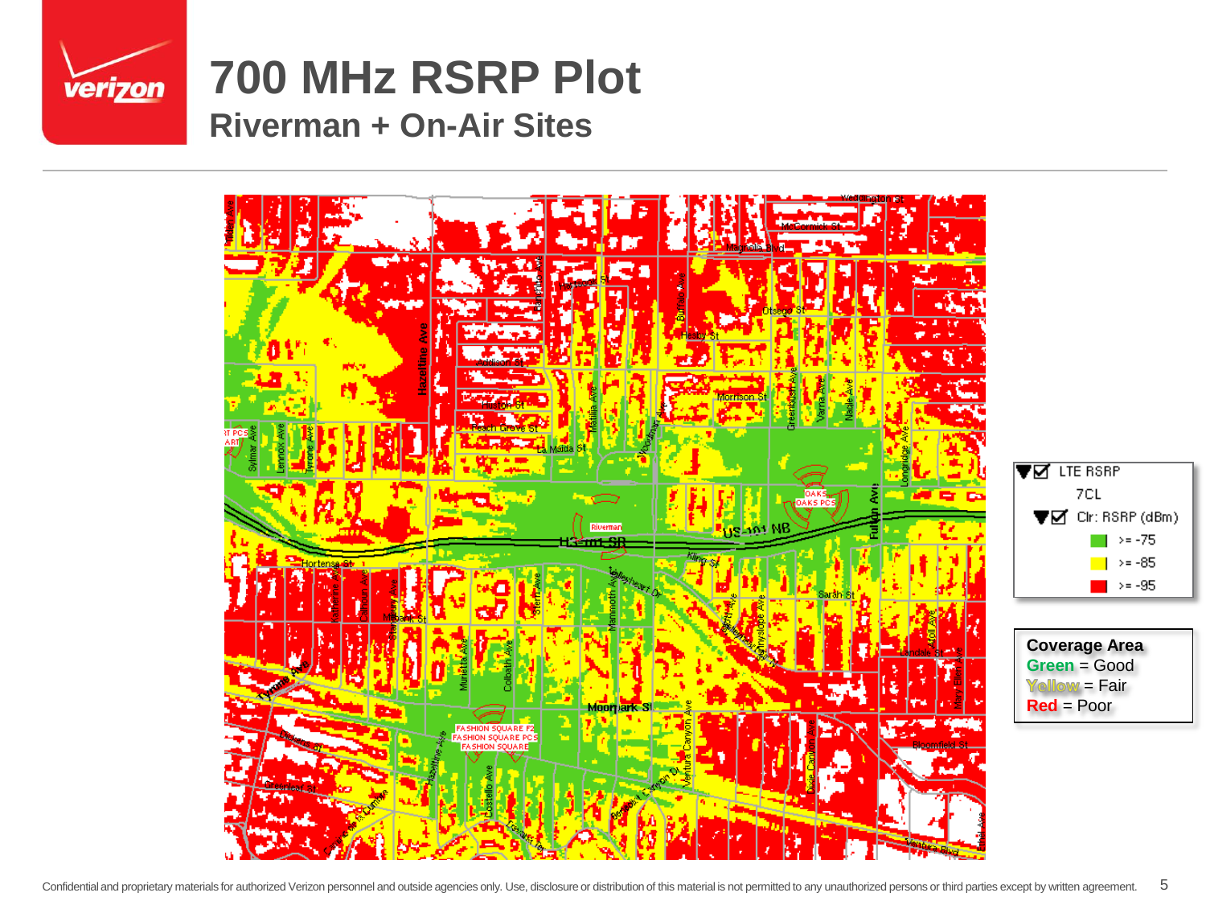# 700 MHz RSRP Plot

## Riverman + On-Air Sites

LTE RSRP
7CL
Clr: RSRP (dBm)
>= -75
>= -85
>= -95

**Coverage Area**
**Green** = Good
**Yellow** = Fair
**Red** = Poor

Confidential and proprietary materials for authorized Verizon personnel and outside agencies only. Use, disclosure or distribution of this material is not permitted to any unauthorized persons or third parties except by written agreement.